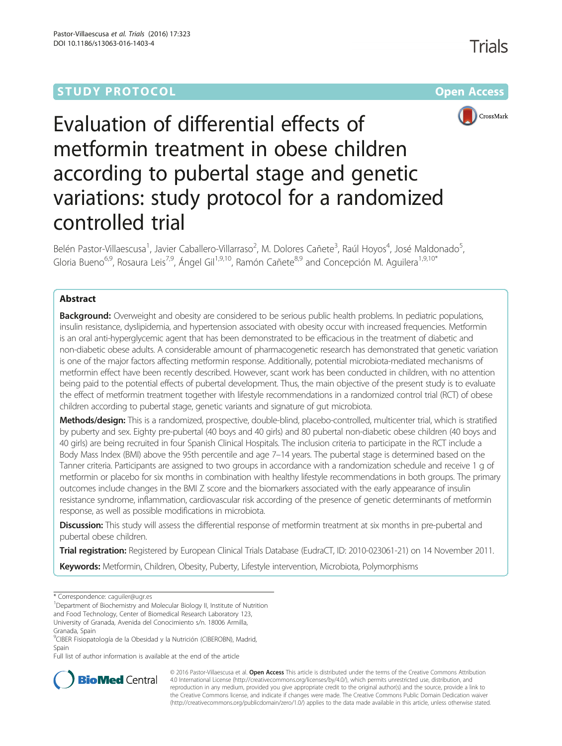STUDY PROTOCOL Open Access

# Evaluation of differential effects of metformin treatment in obese children according to pubertal stage and genetic variations: study protocol for a randomized controlled trial

Belén Pastor-Villaescusa[1], Javier Caballero-Villarraso[2], M. Dolores Cañete[3], Raúl Hoyos[4], José Maldonado[5], Gloria Bueno[6,9], Rosaura Leis[7,9], Ángel Gil[1,9,10], Ramón Cañete[8,9] and Concepción M. Aguilera[1,9,10*]

## Abstract

**Background:** Overweight and obesity are considered to be serious public health problems. In pediatric populations, insulin resistance, dyslipidemia, and hypertension associated with obesity occur with increased frequencies. Metformin is an oral anti-hyperglycemic agent that has been demonstrated to be efficacious in the treatment of diabetic and non-diabetic obese adults. A considerable amount of pharmacogenetic research has demonstrated that genetic variation is one of the major factors affecting metformin response. Additionally, potential microbiota-mediated mechanisms of metformin effect have been recently described. However, scant work has been conducted in children, with no attention being paid to the potential effects of pubertal development. Thus, the main objective of the present study is to evaluate the effect of metformin treatment together with lifestyle recommendations in a randomized control trial (RCT) of obese children according to pubertal stage, genetic variants and signature of gut microbiota.

**Methods/design:** This is a randomized, prospective, double-blind, placebo-controlled, multicenter trial, which is stratified by puberty and sex. Eighty pre-pubertal (40 boys and 40 girls) and 80 pubertal non-diabetic obese children (40 boys and 40 girls) are being recruited in four Spanish Clinical Hospitals. The inclusion criteria to participate in the RCT include a Body Mass Index (BMI) above the 95th percentile and age 7–14 years. The pubertal stage is determined based on the Tanner criteria. Participants are assigned to two groups in accordance with a randomization schedule and receive 1 g of metformin or placebo for six months in combination with healthy lifestyle recommendations in both groups. The primary outcomes include changes in the BMI Z score and the biomarkers associated with the early appearance of insulin resistance syndrome, inflammation, cardiovascular risk according of the presence of genetic determinants of metformin response, as well as possible modifications in microbiota.

**Discussion:** This study will assess the differential response of metformin treatment at six months in pre-pubertal and pubertal obese children.

**Trial registration:** Registered by European Clinical Trials Database (EudraCT, ID: 2010-023061-21) on 14 November 2011.

**Keywords:** Metformin, Children, Obesity, Puberty, Lifestyle intervention, Microbiota, Polymorphisms

---

\* Correspondence: caguiler@ugr.es

[1]Department of Biochemistry and Molecular Biology II, Institute of Nutrition and Food Technology, Center of Biomedical Research Laboratory 123, University of Granada, Avenida del Conocimiento s/n. 18006 Armilla, Granada, Spain

[9]CIBER Fisiopatología de la Obesidad y la Nutrición (CIBEROBN), Madrid, Spain

Full list of author information is available at the end of the article

© 2016 Pastor-Villaescusa et al. **Open Access** This article is distributed under the terms of the Creative Commons Attribution 4.0 International License (http://creativecommons.org/licenses/by/4.0/), which permits unrestricted use, distribution, and reproduction in any medium, provided you give appropriate credit to the original author(s) and the source, provide a link to the Creative Commons license, and indicate if changes were made. The Creative Commons Public Domain Dedication waiver (http://creativecommons.org/publicdomain/zero/1.0/) applies to the data made available in this article, unless otherwise stated.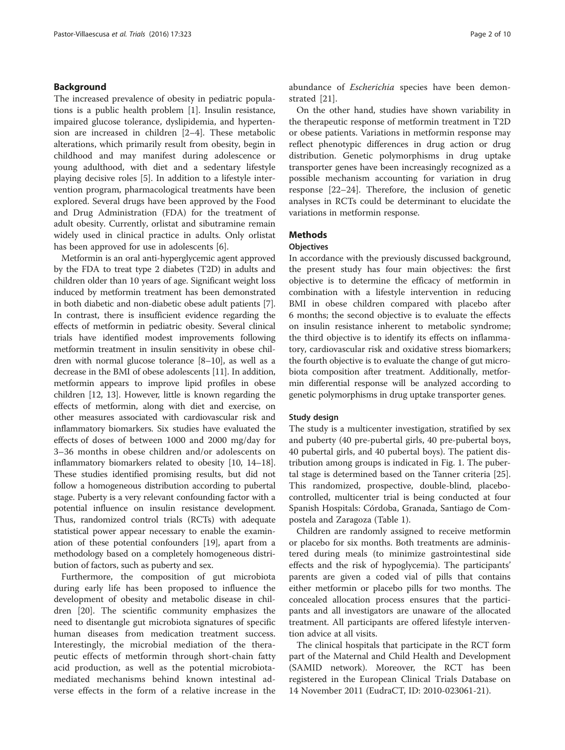## Background

The increased prevalence of obesity in pediatric populations is a public health problem [1]. Insulin resistance, impaired glucose tolerance, dyslipidemia, and hypertension are increased in children [2–4]. These metabolic alterations, which primarily result from obesity, begin in childhood and may manifest during adolescence or young adulthood, with diet and a sedentary lifestyle playing decisive roles [5]. In addition to a lifestyle intervention program, pharmacological treatments have been explored. Several drugs have been approved by the Food and Drug Administration (FDA) for the treatment of adult obesity. Currently, orlistat and sibutramine remain widely used in clinical practice in adults. Only orlistat has been approved for use in adolescents [6].

Metformin is an oral anti-hyperglycemic agent approved by the FDA to treat type 2 diabetes (T2D) in adults and children older than 10 years of age. Significant weight loss induced by metformin treatment has been demonstrated in both diabetic and non-diabetic obese adult patients [7]. In contrast, there is insufficient evidence regarding the effects of metformin in pediatric obesity. Several clinical trials have identified modest improvements following metformin treatment in insulin sensitivity in obese children with normal glucose tolerance [8–10], as well as a decrease in the BMI of obese adolescents [11]. In addition, metformin appears to improve lipid profiles in obese children [12, 13]. However, little is known regarding the effects of metformin, along with diet and exercise, on other measures associated with cardiovascular risk and inflammatory biomarkers. Six studies have evaluated the effects of doses of between 1000 and 2000 mg/day for 3–36 months in obese children and/or adolescents on inflammatory biomarkers related to obesity [10, 14–18]. These studies identified promising results, but did not follow a homogeneous distribution according to pubertal stage. Puberty is a very relevant confounding factor with a potential influence on insulin resistance development. Thus, randomized control trials (RCTs) with adequate statistical power appear necessary to enable the examination of these potential confounders [19], apart from a methodology based on a completely homogeneous distribution of factors, such as puberty and sex.

Furthermore, the composition of gut microbiota during early life has been proposed to influence the development of obesity and metabolic disease in children [20]. The scientific community emphasizes the need to disentangle gut microbiota signatures of specific human diseases from medication treatment success. Interestingly, the microbial mediation of the therapeutic effects of metformin through short-chain fatty acid production, as well as the potential microbiota-mediated mechanisms behind known intestinal adverse effects in the form of a relative increase in the abundance of *Escherichia* species have been demonstrated [21].

On the other hand, studies have shown variability in the therapeutic response of metformin treatment in T2D or obese patients. Variations in metformin response may reflect phenotypic differences in drug action or drug distribution. Genetic polymorphisms in drug uptake transporter genes have been increasingly recognized as a possible mechanism accounting for variation in drug response [22–24]. Therefore, the inclusion of genetic analyses in RCTs could be determinant to elucidate the variations in metformin response.

## Methods

### Objectives

In accordance with the previously discussed background, the present study has four main objectives: the first objective is to determine the efficacy of metformin in combination with a lifestyle intervention in reducing BMI in obese children compared with placebo after 6 months; the second objective is to evaluate the effects on insulin resistance inherent to metabolic syndrome; the third objective is to identify its effects on inflammatory, cardiovascular risk and oxidative stress biomarkers; the fourth objective is to evaluate the change of gut microbiota composition after treatment. Additionally, metformin differential response will be analyzed according to genetic polymorphisms in drug uptake transporter genes.

### Study design

The study is a multicenter investigation, stratified by sex and puberty (40 pre-pubertal girls, 40 pre-pubertal boys, 40 pubertal girls, and 40 pubertal boys). The patient distribution among groups is indicated in Fig. 1. The pubertal stage is determined based on the Tanner criteria [25]. This randomized, prospective, double-blind, placebo-controlled, multicenter trial is being conducted at four Spanish Hospitals: Córdoba, Granada, Santiago de Compostela and Zaragoza (Table 1).

Children are randomly assigned to receive metformin or placebo for six months. Both treatments are administered during meals (to minimize gastrointestinal side effects and the risk of hypoglycemia). The participants' parents are given a coded vial of pills that contains either metformin or placebo pills for two months. The concealed allocation process ensures that the participants and all investigators are unaware of the allocated treatment. All participants are offered lifestyle intervention advice at all visits.

The clinical hospitals that participate in the RCT form part of the Maternal and Child Health and Development (SAMID network). Moreover, the RCT has been registered in the European Clinical Trials Database on 14 November 2011 (EudraCT, ID: 2010-023061-21).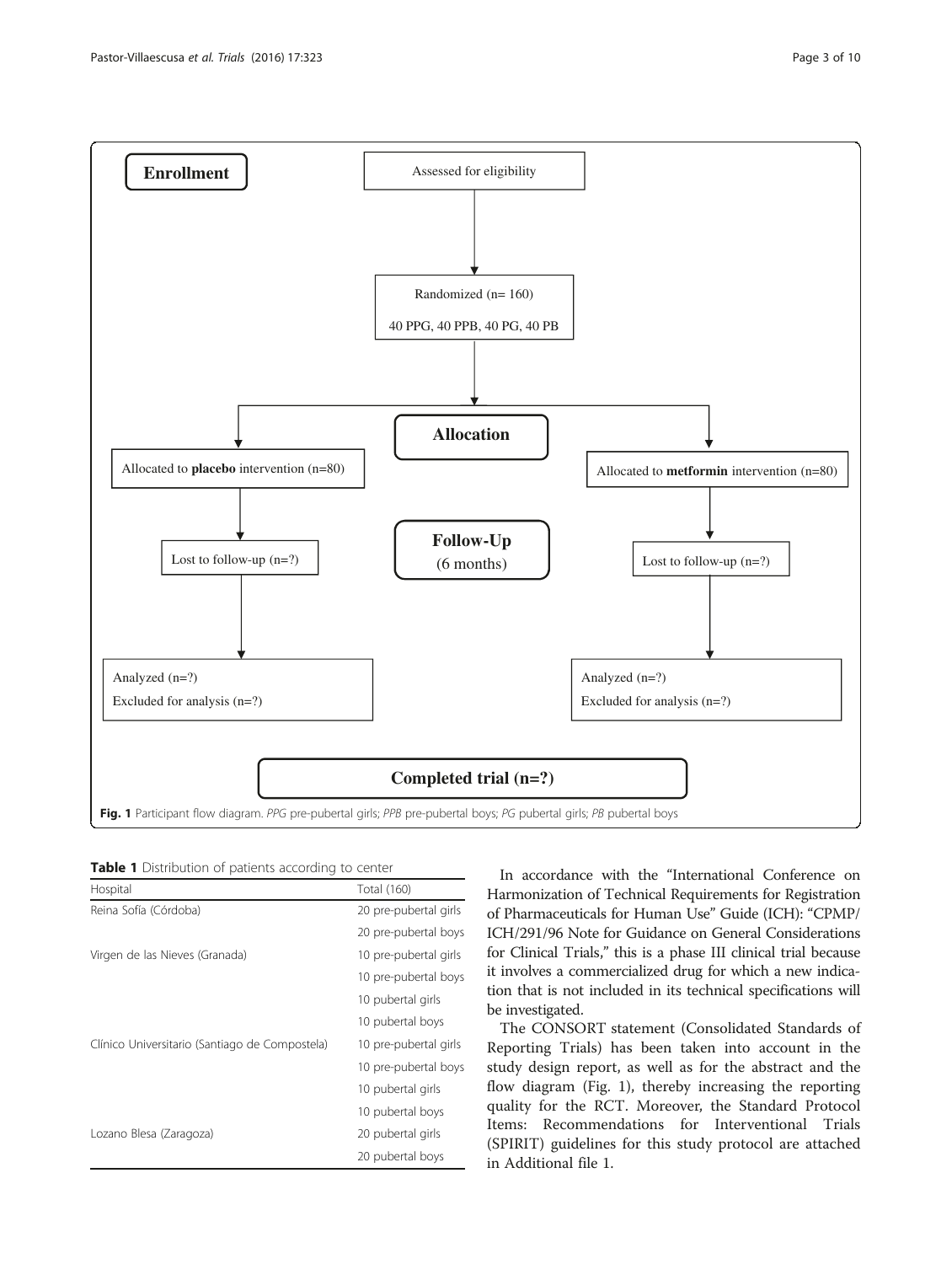Enrollment

Assessed for eligibility

Randomized (n= 160)

40 PPG, 40 PPB, 40 PG, 40 PB

Allocation

Allocated to **placebo** intervention (n=80)

Allocated to **metformin** intervention (n=80)

Follow-Up (6 months)

Lost to follow-up (n=?)

Lost to follow-up (n=?)

Analyzed (n=?)
Excluded for analysis (n=?)

Analyzed (n=?)
Excluded for analysis (n=?)

Completed trial (n=?)

**Fig. 1** Participant flow diagram. *PPG* pre-pubertal girls; *PPB* pre-pubertal boys; *PG* pubertal girls; *PB* pubertal boys

**Table 1** Distribution of patients according to center

| Hospital | Total (160) |
|---|---|
| Reina Sofía (Córdoba) | 20 pre-pubertal girls |
| | 20 pre-pubertal boys |
| Virgen de las Nieves (Granada) | 10 pre-pubertal girls |
| | 10 pre-pubertal boys |
| | 10 pubertal girls |
| | 10 pubertal boys |
| Clínico Universitario (Santiago de Compostela) | 10 pre-pubertal girls |
| | 10 pre-pubertal boys |
| | 10 pubertal girls |
| | 10 pubertal boys |
| Lozano Blesa (Zaragoza) | 20 pubertal girls |
| | 20 pubertal boys |

In accordance with the "International Conference on Harmonization of Technical Requirements for Registration of Pharmaceuticals for Human Use" Guide (ICH): "CPMP/ICH/291/96 Note for Guidance on General Considerations for Clinical Trials," this is a phase III clinical trial because it involves a commercialized drug for which a new indication that is not included in its technical specifications will be investigated.

The CONSORT statement (Consolidated Standards of Reporting Trials) has been taken into account in the study design report, as well as for the abstract and the flow diagram (Fig. 1), thereby increasing the reporting quality for the RCT. Moreover, the Standard Protocol Items: Recommendations for Interventional Trials (SPIRIT) guidelines for this study protocol are attached in Additional file 1.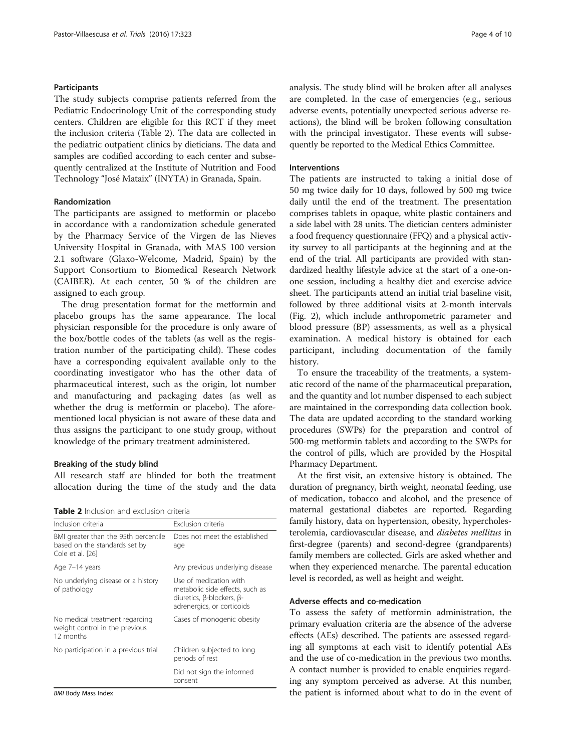### Participants

The study subjects comprise patients referred from the Pediatric Endocrinology Unit of the corresponding study centers. Children are eligible for this RCT if they meet the inclusion criteria (Table 2). The data are collected in the pediatric outpatient clinics by dieticians. The data and samples are codified according to each center and subsequently centralized at the Institute of Nutrition and Food Technology "José Mataix" (INYTA) in Granada, Spain.

### Randomization

The participants are assigned to metformin or placebo in accordance with a randomization schedule generated by the Pharmacy Service of the Virgen de las Nieves University Hospital in Granada, with MAS 100 version 2.1 software (Glaxo-Welcome, Madrid, Spain) by the Support Consortium to Biomedical Research Network (CAIBER). At each center, 50 % of the children are assigned to each group.

The drug presentation format for the metformin and placebo groups has the same appearance. The local physician responsible for the procedure is only aware of the box/bottle codes of the tablets (as well as the registration number of the participating child). These codes have a corresponding equivalent available only to the coordinating investigator who has the other data of pharmaceutical interest, such as the origin, lot number and manufacturing and packaging dates (as well as whether the drug is metformin or placebo). The aforementioned local physician is not aware of these data and thus assigns the participant to one study group, without knowledge of the primary treatment administered.

### Breaking of the study blind

All research staff are blinded for both the treatment allocation during the time of the study and the data analysis. The study blind will be broken after all analyses are completed. In the case of emergencies (e.g., serious adverse events, potentially unexpected serious adverse reactions), the blind will be broken following consultation with the principal investigator. These events will subsequently be reported to the Medical Ethics Committee.

**Table 2** Inclusion and exclusion criteria

| Inclusion criteria | Exclusion criteria |
|---|---|
| BMI greater than the 95th percentile based on the standards set by Cole et al. [26] | Does not meet the established age |
| Age 7–14 years | Any previous underlying disease |
| No underlying disease or a history of pathology | Use of medication with metabolic side effects, such as diuretics, β-blockers, β-adrenergics, or corticoids |
| No medical treatment regarding weight control in the previous 12 months | Cases of monogenic obesity |
| No participation in a previous trial | Children subjected to long periods of rest |
| | Did not sign the informed consent |

*BMI* Body Mass Index

### Interventions

The patients are instructed to taking a initial dose of 50 mg twice daily for 10 days, followed by 500 mg twice daily until the end of the treatment. The presentation comprises tablets in opaque, white plastic containers and a side label with 28 units. The dietician centers administer a food frequency questionnaire (FFQ) and a physical activity survey to all participants at the beginning and at the end of the trial. All participants are provided with standardized healthy lifestyle advice at the start of a one-on-one session, including a healthy diet and exercise advice sheet. The participants attend an initial trial baseline visit, followed by three additional visits at 2-month intervals (Fig. 2), which include anthropometric parameter and blood pressure (BP) assessments, as well as a physical examination. A medical history is obtained for each participant, including documentation of the family history.

To ensure the traceability of the treatments, a systematic record of the name of the pharmaceutical preparation, and the quantity and lot number dispensed to each subject are maintained in the corresponding data collection book. The data are updated according to the standard working procedures (SWPs) for the preparation and control of 500-mg metformin tablets and according to the SWPs for the control of pills, which are provided by the Hospital Pharmacy Department.

At the first visit, an extensive history is obtained. The duration of pregnancy, birth weight, neonatal feeding, use of medication, tobacco and alcohol, and the presence of maternal gestational diabetes are reported. Regarding family history, data on hypertension, obesity, hypercholesterolemia, cardiovascular disease, and *diabetes mellitus* in first-degree (parents) and second-degree (grandparents) family members are collected. Girls are asked whether and when they experienced menarche. The parental education level is recorded, as well as height and weight.

### Adverse effects and co-medication

To assess the safety of metformin administration, the primary evaluation criteria are the absence of the adverse effects (AEs) described. The patients are assessed regarding all symptoms at each visit to identify potential AEs and the use of co-medication in the previous two months. A contact number is provided to enable enquiries regarding any symptom perceived as adverse. At this number, the patient is informed about what to do in the event of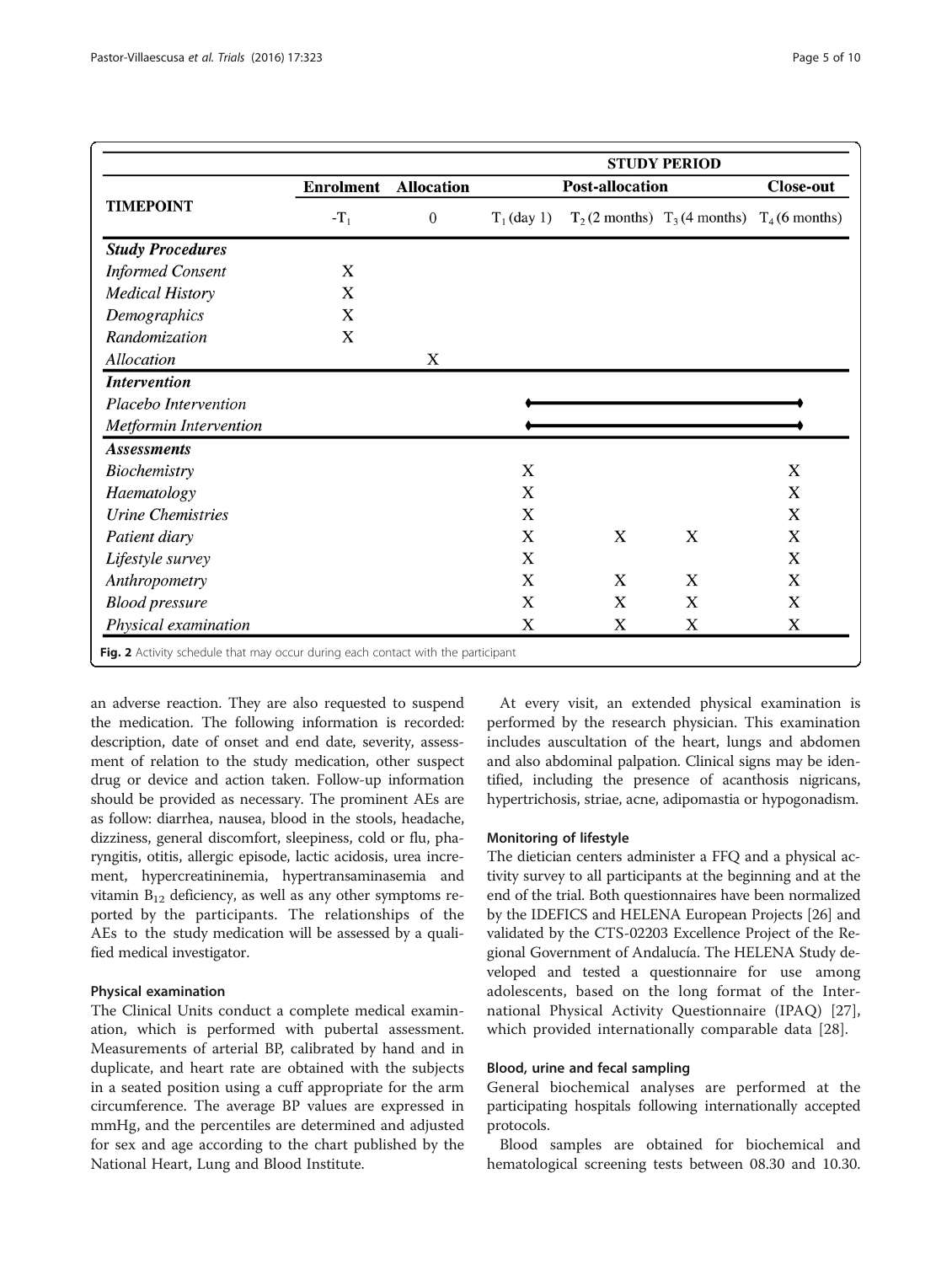| TIMEPOINT | STUDY PERIOD | | | | | |
|---|---|---|---|---|---|---|
| | Enrolment | Allocation | Post-allocation | | | Close-out |
| | $-T_1$ | 0 | $T_1$ (day 1) | $T_2$ (2 months) | $T_3$ (4 months) | $T_4$ (6 months) |
| ***Study Procedures*** | | | | | | |
| *Informed Consent* | X | | | | | |
| *Medical History* | X | | | | | |
| *Demographics* | X | | | | | |
| *Randomization* | X | | | | | |
| *Allocation* | | X | | | | |
| ***Intervention*** | | | | | | |
| *Placebo Intervention* | | | ◆ | ——— | ——— | ◆ |
| *Metformin Intervention* | | | ◆ | ——— | ——— | ◆ |
| ***Assessments*** | | | | | | |
| *Biochemistry* | | | X | | | X |
| *Haematology* | | | X | | | X |
| *Urine Chemistries* | | | X | | | X |
| *Patient diary* | | | X | X | X | X |
| *Lifestyle survey* | | | X | | | X |
| *Anthropometry* | | | X | X | X | X |
| *Blood pressure* | | | X | X | X | X |
| *Physical examination* | | | X | X | X | X |

**Fig. 2** Activity schedule that may occur during each contact with the participant

an adverse reaction. They are also requested to suspend the medication. The following information is recorded: description, date of onset and end date, severity, assessment of relation to the study medication, other suspect drug or device and action taken. Follow-up information should be provided as necessary. The prominent AEs are as follow: diarrhea, nausea, blood in the stools, headache, dizziness, general discomfort, sleepiness, cold or flu, pharyngitis, otitis, allergic episode, lactic acidosis, urea increment, hypercreatininemia, hypertransaminasemia and vitamin $B_{12}$ deficiency, as well as any other symptoms reported by the participants. The relationships of the AEs to the study medication will be assessed by a qualified medical investigator.

### Physical examination

The Clinical Units conduct a complete medical examination, which is performed with pubertal assessment. Measurements of arterial BP, calibrated by hand and in duplicate, and heart rate are obtained with the subjects in a seated position using a cuff appropriate for the arm circumference. The average BP values are expressed in mmHg, and the percentiles are determined and adjusted for sex and age according to the chart published by the National Heart, Lung and Blood Institute.

At every visit, an extended physical examination is performed by the research physician. This examination includes auscultation of the heart, lungs and abdomen and also abdominal palpation. Clinical signs may be identified, including the presence of acanthosis nigricans, hypertrichosis, striae, acne, adipomastia or hypogonadism.

### Monitoring of lifestyle

The dietician centers administer a FFQ and a physical activity survey to all participants at the beginning and at the end of the trial. Both questionnaires have been normalized by the IDEFICS and HELENA European Projects [26] and validated by the CTS-02203 Excellence Project of the Regional Government of Andalucía. The HELENA Study developed and tested a questionnaire for use among adolescents, based on the long format of the International Physical Activity Questionnaire (IPAQ) [27], which provided internationally comparable data [28].

### Blood, urine and fecal sampling

General biochemical analyses are performed at the participating hospitals following internationally accepted protocols.

Blood samples are obtained for biochemical and hematological screening tests between 08.30 and 10.30.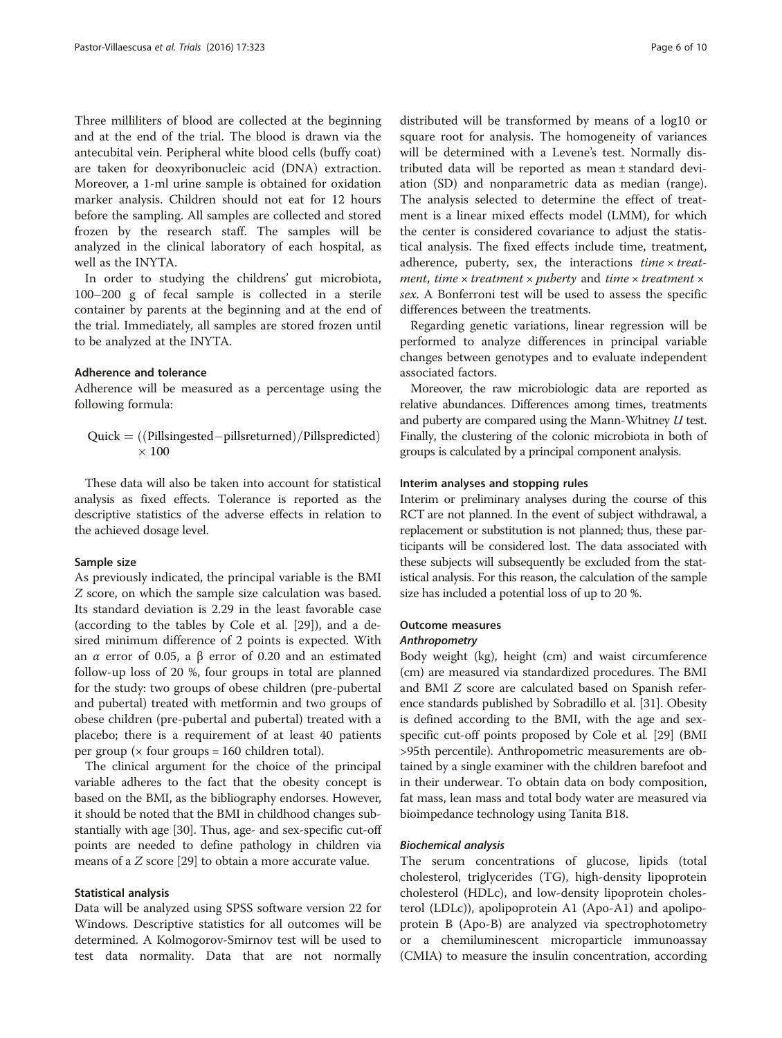Three milliliters of blood are collected at the beginning and at the end of the trial. The blood is drawn via the antecubital vein. Peripheral white blood cells (buffy coat) are taken for deoxyribonucleic acid (DNA) extraction. Moreover, a 1-ml urine sample is obtained for oxidation marker analysis. Children should not eat for 12 hours before the sampling. All samples are collected and stored frozen by the research staff. The samples will be analyzed in the clinical laboratory of each hospital, as well as the INYTA.

In order to studying the childrens' gut microbiota, 100–200 g of fecal sample is collected in a sterile container by parents at the beginning and at the end of the trial. Immediately, all samples are stored frozen until to be analyzed at the INYTA.

### Adherence and tolerance

Adherence will be measured as a percentage using the following formula:

$$\text{Quick} = ((\text{Pillsingested} - \text{pillsreturned})/\text{Pillspredicted}) \times 100$$

These data will also be taken into account for statistical analysis as fixed effects. Tolerance is reported as the descriptive statistics of the adverse effects in relation to the achieved dosage level.

### Sample size

As previously indicated, the principal variable is the BMI *Z* score, on which the sample size calculation was based. Its standard deviation is 2.29 in the least favorable case (according to the tables by Cole et al. [29]), and a desired minimum difference of 2 points is expected. With an $\alpha$ error of 0.05, a $\beta$ error of 0.20 and an estimated follow-up loss of 20 %, four groups in total are planned for the study: two groups of obese children (pre-pubertal and pubertal) treated with metformin and two groups of obese children (pre-pubertal and pubertal) treated with a placebo; there is a requirement of at least 40 patients per group ($\times$ four groups = 160 children total).

The clinical argument for the choice of the principal variable adheres to the fact that the obesity concept is based on the BMI, as the bibliography endorses. However, it should be noted that the BMI in childhood changes substantially with age [30]. Thus, age- and sex-specific cut-off points are needed to define pathology in children via means of a *Z* score [29] to obtain a more accurate value.

### Statistical analysis

Data will be analyzed using SPSS software version 22 for Windows. Descriptive statistics for all outcomes will be determined. A Kolmogorov-Smirnov test will be used to test data normality. Data that are not normally distributed will be transformed by means of a log10 or square root for analysis. The homogeneity of variances will be determined with a Levene's test. Normally distributed data will be reported as mean ± standard deviation (SD) and nonparametric data as median (range). The analysis selected to determine the effect of treatment is a linear mixed effects model (LMM), for which the center is considered covariance to adjust the statistical analysis. The fixed effects include time, treatment, adherence, puberty, sex, the interactions *time* × *treatment*, *time* × *treatment* × *puberty* and *time* × *treatment* × *sex*. A Bonferroni test will be used to assess the specific differences between the treatments.

Regarding genetic variations, linear regression will be performed to analyze differences in principal variable changes between genotypes and to evaluate independent associated factors.

Moreover, the raw microbiologic data are reported as relative abundances. Differences among times, treatments and puberty are compared using the Mann-Whitney *U* test. Finally, the clustering of the colonic microbiota in both of groups is calculated by a principal component analysis.

### Interim analyses and stopping rules

Interim or preliminary analyses during the course of this RCT are not planned. In the event of subject withdrawal, a replacement or substitution is not planned; thus, these participants will be considered lost. The data associated with these subjects will subsequently be excluded from the statistical analysis. For this reason, the calculation of the sample size has included a potential loss of up to 20 %.

### Outcome measures

#### *Anthropometry*

Body weight (kg), height (cm) and waist circumference (cm) are measured via standardized procedures. The BMI and BMI *Z* score are calculated based on Spanish reference standards published by Sobradillo et al. [31]. Obesity is defined according to the BMI, with the age and sex-specific cut-off points proposed by Cole et al. [29] (BMI >95th percentile). Anthropometric measurements are obtained by a single examiner with the children barefoot and in their underwear. To obtain data on body composition, fat mass, lean mass and total body water are measured via bioimpedance technology using Tanita B18.

#### *Biochemical analysis*

The serum concentrations of glucose, lipids (total cholesterol, triglycerides (TG), high-density lipoprotein cholesterol (HDLc), and low-density lipoprotein cholesterol (LDLc)), apolipoprotein A1 (Apo-A1) and apolipoprotein B (Apo-B) are analyzed via spectrophotometry or a chemiluminescent microparticle immunoassay (CMIA) to measure the insulin concentration, according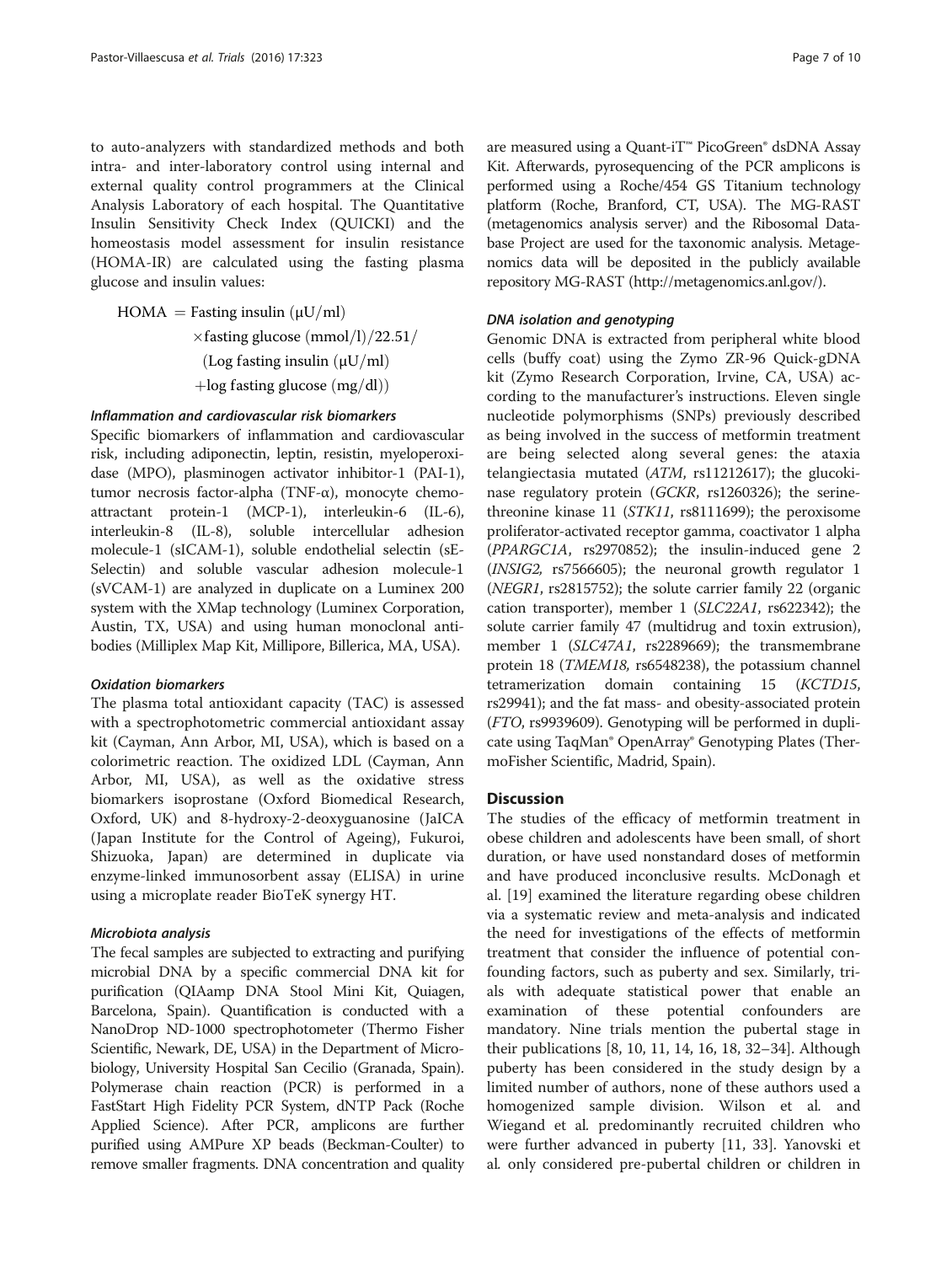to auto-analyzers with standardized methods and both intra- and inter-laboratory control using internal and external quality control programmers at the Clinical Analysis Laboratory of each hospital. The Quantitative Insulin Sensitivity Check Index (QUICKI) and the homeostasis model assessment for insulin resistance (HOMA-IR) are calculated using the fasting plasma glucose and insulin values:

$$\text{HOMA} = \text{Fasting insulin } (\mu\text{U/ml}) \times \text{fasting glucose } (\text{mmol/l})/22.51/ (\text{Log fasting insulin } (\mu\text{U/ml}) + \text{log fasting glucose } (\text{mg/dl}))$$

#### *Inflammation and cardiovascular risk biomarkers*

Specific biomarkers of inflammation and cardiovascular risk, including adiponectin, leptin, resistin, myeloperoxidase (MPO), plasminogen activator inhibitor-1 (PAI-1), tumor necrosis factor-alpha (TNF-α), monocyte chemoattractant protein-1 (MCP-1), interleukin-6 (IL-6), interleukin-8 (IL-8), soluble intercellular adhesion molecule-1 (sICAM-1), soluble endothelial selectin (sE-Selectin) and soluble vascular adhesion molecule-1 (sVCAM-1) are analyzed in duplicate on a Luminex 200 system with the XMap technology (Luminex Corporation, Austin, TX, USA) and using human monoclonal antibodies (Milliplex Map Kit, Millipore, Billerica, MA, USA).

#### *Oxidation biomarkers*

The plasma total antioxidant capacity (TAC) is assessed with a spectrophotometric commercial antioxidant assay kit (Cayman, Ann Arbor, MI, USA), which is based on a colorimetric reaction. The oxidized LDL (Cayman, Ann Arbor, MI, USA), as well as the oxidative stress biomarkers isoprostane (Oxford Biomedical Research, Oxford, UK) and 8-hydroxy-2-deoxyguanosine (JaICA (Japan Institute for the Control of Ageing), Fukuroi, Shizuoka, Japan) are determined in duplicate via enzyme-linked immunosorbent assay (ELISA) in urine using a microplate reader BioTeK synergy HT.

#### *Microbiota analysis*

The fecal samples are subjected to extracting and purifying microbial DNA by a specific commercial DNA kit for purification (QIAamp DNA Stool Mini Kit, Quiagen, Barcelona, Spain). Quantification is conducted with a NanoDrop ND-1000 spectrophotometer (Thermo Fisher Scientific, Newark, DE, USA) in the Department of Microbiology, University Hospital San Cecilio (Granada, Spain). Polymerase chain reaction (PCR) is performed in a FastStart High Fidelity PCR System, dNTP Pack (Roche Applied Science). After PCR, amplicons are further purified using AMPure XP beads (Beckman-Coulter) to remove smaller fragments. DNA concentration and quality are measured using a Quant-iT™ PicoGreen® dsDNA Assay Kit. Afterwards, pyrosequencing of the PCR amplicons is performed using a Roche/454 GS Titanium technology platform (Roche, Branford, CT, USA). The MG-RAST (metagenomics analysis server) and the Ribosomal Database Project are used for the taxonomic analysis. Metagenomics data will be deposited in the publicly available repository MG-RAST (http://metagenomics.anl.gov/).

#### *DNA isolation and genotyping*

Genomic DNA is extracted from peripheral white blood cells (buffy coat) using the Zymo ZR-96 Quick-gDNA kit (Zymo Research Corporation, Irvine, CA, USA) according to the manufacturer's instructions. Eleven single nucleotide polymorphisms (SNPs) previously described as being involved in the success of metformin treatment are being selected along several genes: the ataxia telangiectasia mutated (*ATM*, rs11212617); the glucokinase regulatory protein (*GCKR*, rs1260326); the serine-threonine kinase 11 (*STK11*, rs8111699); the peroxisome proliferator-activated receptor gamma, coactivator 1 alpha (*PPARGC1A*, rs2970852); the insulin-induced gene 2 (*INSIG2*, rs7566605); the neuronal growth regulator 1 (*NEGR1*, rs2815752); the solute carrier family 22 (organic cation transporter), member 1 (*SLC22A1*, rs622342); the solute carrier family 47 (multidrug and toxin extrusion), member 1 (*SLC47A1*, rs2289669); the transmembrane protein 18 (*TMEM18*, rs6548238), the potassium channel tetramerization domain containing 15 (*KCTD15*, rs29941); and the fat mass- and obesity-associated protein (*FTO*, rs9939609). Genotyping will be performed in duplicate using TaqMan® OpenArray® Genotyping Plates (ThermoFisher Scientific, Madrid, Spain).

## Discussion

The studies of the efficacy of metformin treatment in obese children and adolescents have been small, of short duration, or have used nonstandard doses of metformin and have produced inconclusive results. McDonagh et al. [19] examined the literature regarding obese children via a systematic review and meta-analysis and indicated the need for investigations of the effects of potential metformin treatment that consider the influence of potential confounding factors, such as puberty and sex. Similarly, trials with adequate statistical power that enable an examination of these potential confounders are mandatory. Nine trials mention the pubertal stage in their publications [8, 10, 11, 14, 16, 18, 32–34]. Although puberty has been considered in the study design by a limited number of authors, none of these authors used a homogenized sample division. Wilson et al. and Wiegand et al. predominantly recruited children who were further advanced in puberty [11, 33]. Yanovski et al. only considered pre-pubertal children or children in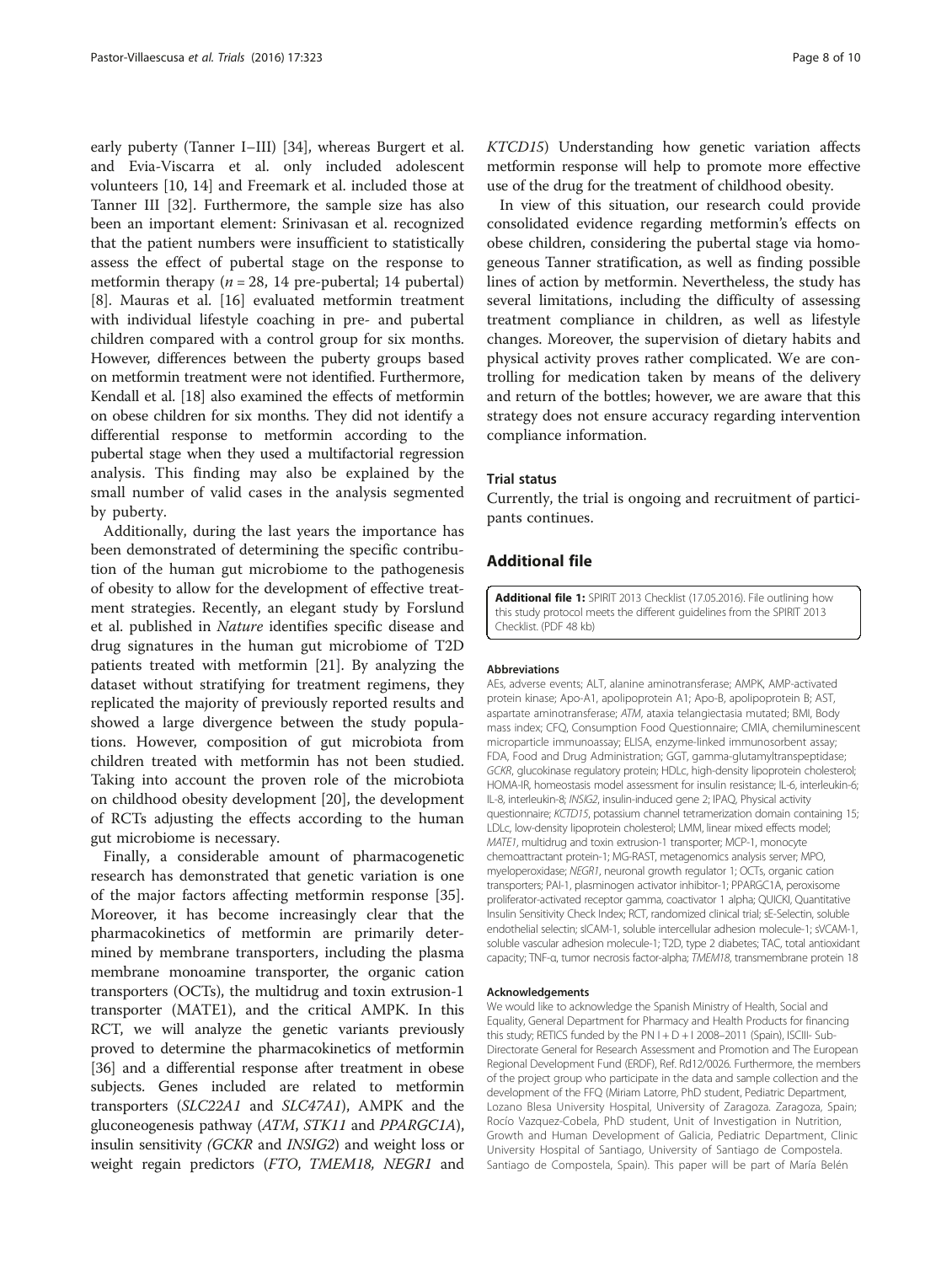early puberty (Tanner I–III) [34], whereas Burgert et al. and Evia-Viscarra et al. only included adolescent volunteers [10, 14] and Freemark et al. included those at Tanner III [32]. Furthermore, the sample size has also been an important element: Srinivasan et al. recognized that the patient numbers were insufficient to statistically assess the effect of pubertal stage on the response to metformin therapy ($n = 28$, 14 pre-pubertal; 14 pubertal) [8]. Mauras et al. [16] evaluated metformin treatment with individual lifestyle coaching in pre- and pubertal children compared with a control group for six months. However, differences between the puberty groups based on metformin treatment were not identified. Furthermore, Kendall et al. [18] also examined the effects of metformin on obese children for six months. They did not identify a differential response to metformin according to the pubertal stage when they used a multifactorial regression analysis. This finding may also be explained by the small number of valid cases in the analysis segmented by puberty.

Additionally, during the last years the importance has been demonstrated of determining the specific contribution of the human gut microbiome to the pathogenesis of obesity to allow for the development of effective treatment strategies. Recently, an elegant study by Forslund et al. published in *Nature* identifies specific disease and drug signatures in the human gut microbiome of T2D patients treated with metformin [21]. By analyzing the dataset without stratifying for treatment regimens, they replicated the majority of previously reported results and showed a large divergence between the study populations. However, composition of gut microbiota from children treated with metformin has not been studied. Taking into account the proven role of the microbiota on childhood obesity development [20], the development of RCTs adjusting the effects according to the human gut microbiome is necessary.

Finally, a considerable amount of pharmacogenetic research has demonstrated that genetic variation is one of the major factors affecting metformin response [35]. Moreover, it has become increasingly clear that the pharmacokinetics of metformin are primarily determined by membrane transporters, including the plasma membrane monoamine transporter, the organic cation transporters (OCTs), the multidrug and toxin extrusion-1 transporter (MATE1), and the critical AMPK. In this RCT, we will analyze the genetic variants previously proved to determine the pharmacokinetics of metformin [36] and a differential response after treatment in obese subjects. Genes included are related to metformin transporters (*SLC22A1* and *SLC47A1*), AMPK and the gluconeogenesis pathway (*ATM*, *STK11* and *PPARGC1A*), insulin sensitivity (*GCKR* and *INSIG2*) and weight loss or weight regain predictors (*FTO*, *TMEM18*, *NEGR1* and *KTCD15*) Understanding how genetic variation affects metformin response will help to promote more effective use of the drug for the treatment of childhood obesity.

In view of this situation, our research could provide consolidated evidence regarding metformin's effects on obese children, considering the pubertal stage via homogeneous Tanner stratification, as well as finding possible lines of action by metformin. Nevertheless, the study has several limitations, including the difficulty of assessing treatment compliance in children, as well as lifestyle changes. Moreover, the supervision of dietary habits and physical activity proves rather complicated. We are controlling for medication taken by means of the delivery and return of the bottles; however, we are aware that this strategy does not ensure accuracy regarding intervention compliance information.

### Trial status

Currently, the trial is ongoing and recruitment of participants continues.

## Additional file

**Additional file 1:** SPIRIT 2013 Checklist (17.05.2016). File outlining how this study protocol meets the different guidelines from the SPIRIT 2013 Checklist. (PDF 48 kb)

#### Abbreviations

AEs, adverse events; ALT, alanine aminotransferase; AMPK, AMP-activated protein kinase; Apo-A1, apolipoprotein A1; Apo-B, apolipoprotein B; AST, aspartate aminotransferase; *ATM*, ataxia telangiectasia mutated; BMI, Body mass index; CFQ, Consumption Food Questionnaire; CMIA, chemiluminescent microparticle immunoassay; ELISA, enzyme-linked immunosorbent assay; FDA, Food and Drug Administration; GGT, gamma-glutamyltranspeptidase; *GCKR*, glucokinase regulatory protein; HDLc, high-density lipoprotein cholesterol; HOMA-IR, homeostasis model assessment for insulin resistance; IL-6, interleukin-6; IL-8, interleukin-8; *INSIG2*, insulin-induced gene 2; IPAQ, Physical activity questionnaire; *KCTD15*, potassium channel tetramerization domain containing 15; LDLc, low-density lipoprotein cholesterol; LMM, linear mixed effects model; *MATE1*, multidrug and toxin extrusion-1 transporter; MCP-1, monocyte chemoattractant protein-1; MG-RAST, metagenomics analysis server; MPO, myeloperoxidase; *NEGR1*, neuronal growth regulator 1; OCTs, organic cation transporters; PAI-1, plasminogen activator inhibitor-1; PPARGC1A, peroxisome proliferator-activated receptor gamma, coactivator 1 alpha; QUICKI, Quantitative Insulin Sensitivity Check Index; RCT, randomized clinical trial; sE-Selectin, soluble endothelial selectin; sICAM-1, soluble intercellular adhesion molecule-1; sVCAM-1, soluble vascular adhesion molecule-1; T2D, type 2 diabetes; TAC, total antioxidant capacity; TNF-α, tumor necrosis factor-alpha; *TMEM18*, transmembrane protein 18

#### Acknowledgements

We would like to acknowledge the Spanish Ministry of Health, Social and Equality, General Department for Pharmacy and Health Products for financing this study; RETICS funded by the PN I + D + I 2008–2011 (Spain), ISCIII- Sub-Directorate General for Research Assessment and Promotion and The European Regional Development Fund (ERDF), Ref. Rd12/0026. Furthermore, the members of the project group who participate in the data and sample collection and the development of the FFQ (Miriam Latorre, PhD student, Pediatric Department, Lozano Blesa University Hospital, University of Zaragoza. Zaragoza, Spain; Rocío Vazquez-Cobela, PhD student, Unit of Investigation in Nutrition, Growth and Human Development of Galicia, Pediatric Department, Clinic University Hospital of Santiago, University of Santiago de Compostela. Santiago de Compostela, Spain). This paper will be part of María Belén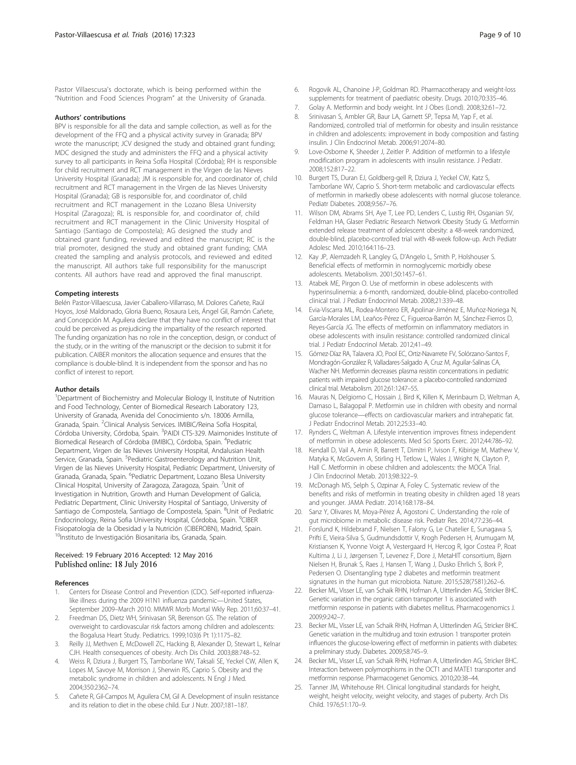Pastor Villaescusa's doctorate, which is being performed within the "Nutrition and Food Sciences Program" at the University of Granada.

#### Authors' contributions

BPV is responsible for all the data and sample collection, as well as for the development of the FFQ and a physical activity survey in Granada; BPV wrote the manuscript; JCV designed the study and obtained grant funding; MDC designed the study and administers the FFQ and a physical activity survey to all participants in Reina Sofía Hospital (Córdoba); RH is responsible for child recruitment and RCT management in the Virgen de las Nieves University Hospital (Granada); JM is responsible for, and coordinator of, child recruitment and RCT management in the Virgen de las Nieves University Hospital (Granada); GB is responsible for, and coordinator of, child recruitment and RCT management in the Lozano Blesa University Hospital (Zaragoza); RL is responsible for, and coordinator of, child recruitment and RCT management in the Clinic University Hospital of Santiago (Santiago de Compostela); AG designed the study and obtained grant funding, reviewed and edited the manuscript; RC is the trial promoter, designed the study and obtained grant funding; CMA created the sampling and analysis protocols, and reviewed and edited the manuscript. All authors take full responsibility for the manuscript contents. All authors have read and approved the final manuscript.

#### Competing interests

Belén Pastor-Villaescusa, Javier Caballero-Villarraso, M. Dolores Cañete, Raúl Hoyos, José Maldonado, Gloria Bueno, Rosaura Leis, Ángel Gil, Ramón Cañete, and Concepción M. Aguilera declare that they have no conflict of interest that could be perceived as prejudicing the impartiality of the research reported. The funding organization has no role in the conception, design, or conduct of the study, or in the writing of the manuscript or the decision to submit it for publication. CAIBER monitors the allocation sequence and ensures that the compliance is double-blind. It is independent from the sponsor and has no conflict of interest to report.

#### Author details

[1]Department of Biochemistry and Molecular Biology II, Institute of Nutrition and Food Technology, Center of Biomedical Research Laboratory 123, University of Granada, Avenida del Conocimiento s/n. 18006 Armilla, Granada, Spain. [2]Clinical Analysis Services. IMIBIC/Reina Sofía Hospital, Córdoba University, Córdoba, Spain. [3]PAIDI CTS-329. Maimonides Institute of Biomedical Research of Córdoba (IMIBIC), Córdoba, Spain. [4]Pediatric Department, Virgen de las Nieves University Hospital, Andalusian Health Service, Granada, Spain. [5]Pediatric Gastroenterology and Nutrition Unit, Virgen de las Nieves University Hospital, Pediatric Department, University of Granada, Granada, Spain. [6]Pediatric Department, Lozano Blesa University Clinical Hospital, University of Zaragoza, Zaragoza, Spain. [7]Unit of Investigation in Nutrition, Growth and Human Development of Galicia, Pediatric Department, Clinic University Hospital of Santiago, University of Santiago de Compostela, Santiago de Compostela, Spain. [8]Unit of Pediatric Endocrinology, Reina Sofia University Hospital, Córdoba, Spain. [9]CIBER Fisiopatología de la Obesidad y la Nutrición (CIBEROBN), Madrid, Spain. [10]Instituto de Investigación Biosanitaria ibs, Granada, Spain.

Received: 19 February 2016 Accepted: 12 May 2016
Published online: 18 July 2016

#### References

1. Centers for Disease Control and Prevention (CDC). Self-reported influenza-like illness during the 2009 H1N1 influenza pandemic—United States, September 2009–March 2010. MMWR Morb Mortal Wkly Rep. 2011;60:37–41.
2. Freedman DS, Dietz WH, Srinivasan SR, Berenson GS. The relation of overweight to cardiovascular risk factors among children and adolescents: the Bogalusa Heart Study. Pediatrics. 1999;103(6 Pt 1):1175–82.
3. Reilly JJ, Methven E, McDowell ZC, Hacking B, Alexander D, Stewart L, Kelnar CJH. Health consequences of obesity. Arch Dis Child. 2003;88:748–52.
4. Weiss R, Dziura J, Burgert TS, Tamborlane WV, Taksali SE, Yeckel CW, Allen K, Lopes M, Savoye M, Morrison J, Sherwin RS, Caprio S. Obesity and the metabolic syndrome in children and adolescents. N Engl J Med. 2004;350:2362–74.
5. Cañete R, Gil-Campos M, Aguilera CM, Gil A. Development of insulin resistance and its relation to diet in the obese child. Eur J Nutr. 2007;181–187.
6. Rogovik AL, Chanoine J-P, Goldman RD. Pharmacotherapy and weight-loss supplements for treatment of paediatric obesity. Drugs. 2010;70:335–46.
7. Golay A. Metformin and body weight. Int J Obes (Lond). 2008;32:61–72.
8. Srinivasan S, Ambler GR, Baur LA, Garnett SP, Tepsa M, Yap F, et al. Randomized, controlled trial of metformin for obesity and insulin resistance in children and adolescents: improvement in body composition and fasting insulin. J Clin Endocrinol Metab. 2006;91:2074–80.
9. Love-Osborne K, Sheeder J, Zeitler P. Addition of metformin to a lifestyle modification program in adolescents with insulin resistance. J Pediatr. 2008;152:817–22.
10. Burgert TS, Duran EJ, Goldberg-gell R, Dziura J, Yeckel CW, Katz S, Tamborlane WV, Caprio S. Short-term metabolic and cardiovascular effects of metformin in markedly obese adolescents with normal glucose tolerance. Pediatr Diabetes. 2008;9:567–76.
11. Wilson DM, Abrams SH, Aye T, Lee PD, Lenders C, Lustig RH, Osganian SV, Feldman HA, Glaser Pediatric Research Network Obesity Study G. Metformin extended release treatment of adolescent obesity: a 48-week randomized, double-blind, placebo-controlled trial with 48-week follow-up. Arch Pediatr Adolesc Med. 2010;164:116–23.
12. Kay JP, Alemzadeh R, Langley G, D'Angelo L, Smith P, Holshouser S. Beneficial effects of metformin in normoglycemic morbidly obese adolescents. Metabolism. 2001;50:1457–61.
13. Atabek ME, Pirgon O. Use of metformin in obese adolescents with hyperinsulinemia: a 6-month, randomized, double-blind, placebo-controlled clinical trial. J Pediatr Endocrinol Metab. 2008;21:339–48.
14. Evia-Viscarra ML, Rodea-Montero ER, Apolinar-Jiménez E, Muñoz-Noriega N, García-Morales LM, Leaños-Pérez C, Figueroa-Barrón M, Sánchez-Fierros D, Reyes-García JG. The effects of metformin on inflammatory mediators in obese adolescents with insulin resistance: controlled randomized clinical trial. J Pediatr Endocrinol Metab. 2012;41–49.
15. Gómez-Díaz RA, Talavera JO, Pool EC, Ortiz-Navarrete FV, Solórzano-Santos F, Mondragón-González R, Valladares-Salgado A, Cruz M, Aguilar-Salinas CA, Wacher NH. Metformin decreases plasma resistin concentrations in pediatric patients with impaired glucose tolerance: a placebo-controlled randomized clinical trial. Metabolism. 2012;61:1247–55.
16. Mauras N, Delgiorno C, Hossain J, Bird K, Killen K, Merinbaum D, Weltman A, Damaso L, Balagopal P. Metformin use in children with obesity and normal glucose tolerance—effects on cardiovascular markers and intrahepatic fat. J Pediatr Endocrinol Metab. 2012;25:33–40.
17. Rynders C, Weltman A. Lifestyle intervention improves fitness independent of metformin in obese adolescents. Med Sci Sports Exerc. 2012;44:786–92.
18. Kendall D, Vail A, Amin R, Barrett T, Dimitri P, Ivison F, Kibirige M, Mathew V, Matyka K, McGovern A, Stirling H, Tetlow L, Wales J, Wright N, Clayton P, Hall C. Metformin in obese children and adolescents: the MOCA Trial. J Clin Endocrinol Metab. 2013;98:322–9.
19. McDonagh MS, Selph S, Ozpinar A, Foley C. Systematic review of the benefits and risks of metformin in treating obesity in children aged 18 years and younger. JAMA Pediatr. 2014;168:178–84.
20. Sanz Y, Olivares M, Moya-Pérez Á, Agostoni C. Understanding the role of gut microbiome in metabolic disease risk. Pediatr Res. 2014;77:236–44.
21. Forslund K, Hildebrand F, Nielsen T, Falony G, Le Chatelier E, Sunagawa S, Prifti E, Vieira-Silva S, Gudmundsdottir V, Krogh Pedersen H, Arumugam M, Kristiansen K, Yvonne Voigt A, Vestergaard H, Hercog R, Igor Costea P, Roat Kultima J, Li J, Jørgensen T, Levenez F, Dore J, MetaHIT consortium, Bjørn Nielsen H, Brunak S, Raes J, Hansen T, Wang J, Dusko Ehrlich S, Bork P, Pedersen O. Disentangling type 2 diabetes and metformin treatment signatures in the human gut microbiota. Nature. 2015;528(7581):262–6.
22. Becker ML, Visser LE, van Schaik RHN, Hofman A, Uitterlinden AG, Stricker BHC. Genetic variation in the organic cation transporter 1 is associated with metformin response in patients with diabetes mellitus. Pharmacogenomics J. 2009;9:242–7.
23. Becker ML, Visser LE, van Schaik RHN, Hofman A, Uitterlinden AG, Stricker BHC. Genetic variation in the multidrug and toxin extrusion 1 transporter protein influences the glucose-lowering effect of metformin in patients with diabetes: a preliminary study. Diabetes. 2009;58:745–9.
24. Becker ML, Visser LE, van Schaik RHN, Hofman A, Uitterlinden AG, Stricker BHC. Interaction between polymorphisms in the OCT1 and MATE1 transporter and metformin response. Pharmacogenet Genomics. 2010;20:38–44.
25. Tanner JM, Whitehouse RH. Clinical longitudinal standards for height, weight, height velocity, weight velocity, and stages of puberty. Arch Dis Child. 1976;51:170–9.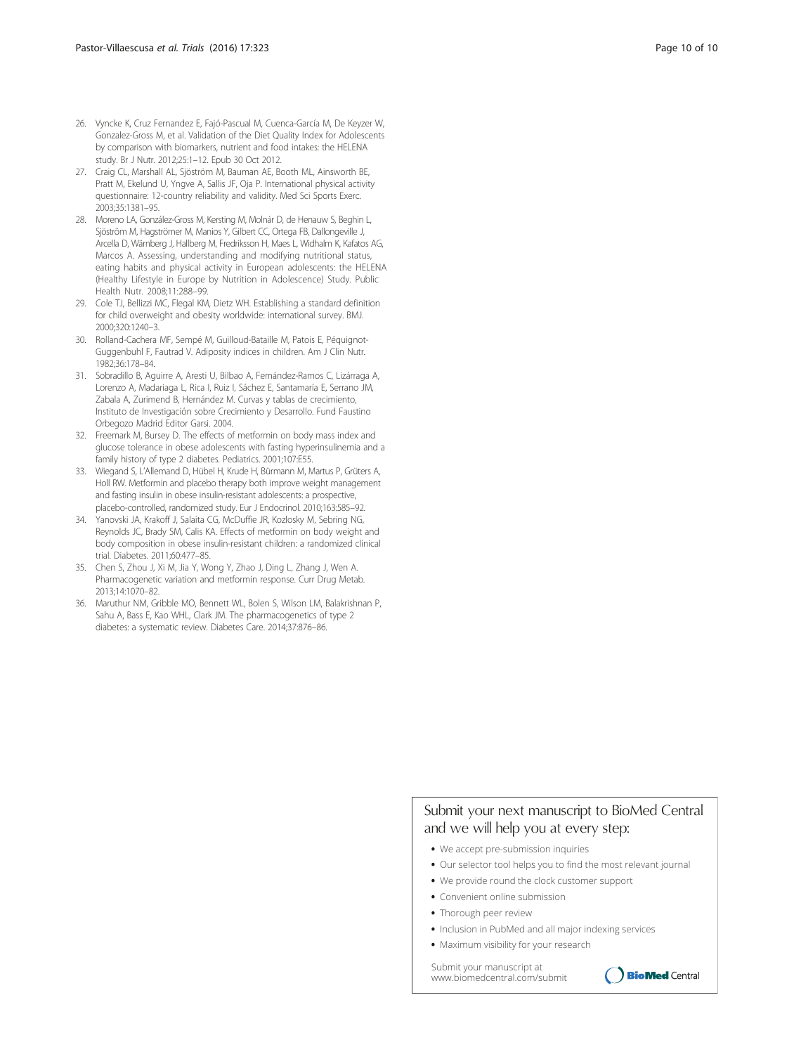26. Vyncke K, Cruz Fernandez E, Fajó-Pascual M, Cuenca-García M, De Keyzer W, Gonzalez-Gross M, et al. Validation of the Diet Quality Index for Adolescents by comparison with biomarkers, nutrient and food intakes: the HELENA study. Br J Nutr. 2012;25:1–12. Epub 30 Oct 2012.
27. Craig CL, Marshall AL, Sjöström M, Bauman AE, Booth ML, Ainsworth BE, Pratt M, Ekelund U, Yngve A, Sallis JF, Oja P. International physical activity questionnaire: 12-country reliability and validity. Med Sci Sports Exerc. 2003;35:1381–95.
28. Moreno LA, González-Gross M, Kersting M, Molnár D, de Henauw S, Beghin L, Sjöström M, Hagströmer M, Manios Y, Gilbert CC, Ortega FB, Dallongeville J, Arcella D, Wärnberg J, Hallberg M, Fredriksson H, Maes L, Widhalm K, Kafatos AG, Marcos A. Assessing, understanding and modifying nutritional status, eating habits and physical activity in European adolescents: the HELENA (Healthy Lifestyle in Europe by Nutrition in Adolescence) Study. Public Health Nutr. 2008;11:288–99.
29. Cole TJ, Bellizzi MC, Flegal KM, Dietz WH. Establishing a standard definition for child overweight and obesity worldwide: international survey. BMJ. 2000;320:1240–3.
30. Rolland-Cachera MF, Sempé M, Guilloud-Bataille M, Patois E, Péquignot-Guggenbuhl F, Fautrad V. Adiposity indices in children. Am J Clin Nutr. 1982;36:178–84.
31. Sobradillo B, Aguirre A, Aresti U, Bilbao A, Fernández-Ramos C, Lizárraga A, Lorenzo A, Madariaga L, Rica I, Ruiz I, Sáchez E, Santamaría E, Serrano JM, Zabala A, Zurimend B, Hernández M. Curvas y tablas de crecimiento, Instituto de Investigación sobre Crecimiento y Desarrollo. Fund Faustino Orbegozo Madrid Editor Garsi. 2004.
32. Freemark M, Bursey D. The effects of metformin on body mass index and glucose tolerance in obese adolescents with fasting hyperinsulinemia and a family history of type 2 diabetes. Pediatrics. 2001;107:E55.
33. Wiegand S, L'Allemand D, Hübel H, Krude H, Bürmann M, Martus P, Grüters A, Holl RW. Metformin and placebo therapy both improve weight management and fasting insulin in obese insulin-resistant adolescents: a prospective, placebo-controlled, randomized study. Eur J Endocrinol. 2010;163:585–92.
34. Yanovski JA, Krakoff J, Salaita CG, McDuffie JR, Kozlosky M, Sebring NG, Reynolds JC, Brady SM, Calis KA. Effects of metformin on body weight and body composition in obese insulin-resistant children: a randomized clinical trial. Diabetes. 2011;60:477–85.
35. Chen S, Zhou J, Xi M, Jia Y, Wong Y, Zhao J, Ding L, Zhang J, Wen A. Pharmacogenetic variation and metformin response. Curr Drug Metab. 2013;14:1070–82.
36. Maruthur NM, Gribble MO, Bennett WL, Bolen S, Wilson LM, Balakrishnan P, Sahu A, Bass E, Kao WHL, Clark JM. The pharmacogenetics of type 2 diabetes: a systematic review. Diabetes Care. 2014;37:876–86.

Submit your next manuscript to BioMed Central and we will help you at every step:

- We accept pre-submission inquiries
- Our selector tool helps you to find the most relevant journal
- We provide round the clock customer support
- Convenient online submission
- Thorough peer review
- Inclusion in PubMed and all major indexing services
- Maximum visibility for your research

Submit your manuscript at
www.biomedcentral.com/submit

BioMed Central